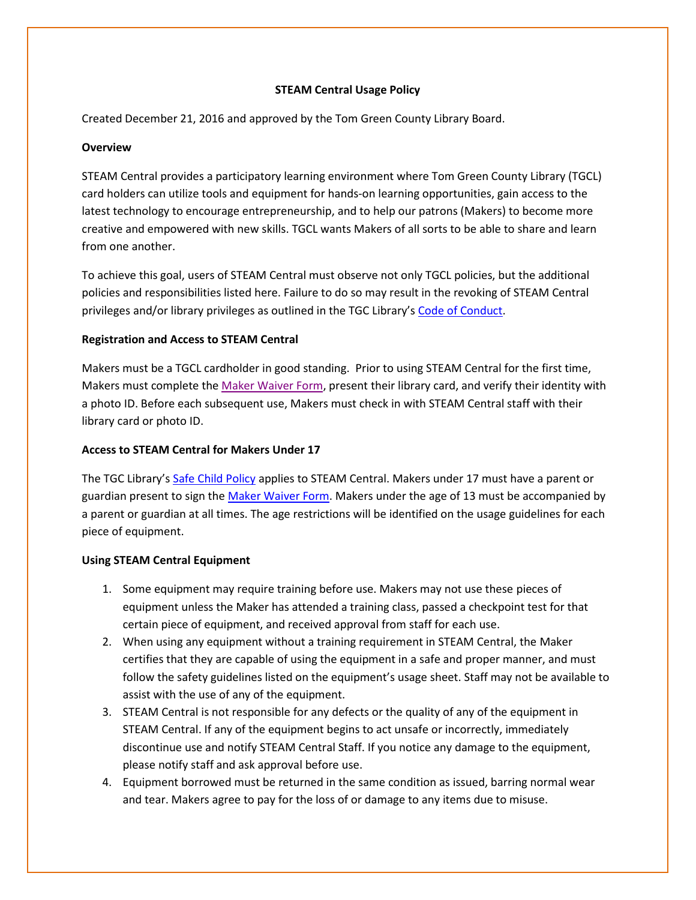# STEAM Central Usage Policy

Created December 21, 2016 and approved by the Tom Green County Library Board.

**Overview**

STEAM Central provides a participatory learning environment where Tom Green County Library (TGCL) card holders can utilize tools and equipment for hands-on learning opportunities, gain access to the latest technology to encourage entrepreneurship, and to help our patrons (Makers) to become more creative and empowered with new skills. TGCL wants Makers of all sorts to be able to share and learn from one another.

To achieve this goal, users of STEAM Central must observe not only TGCL policies, but the additional policies and responsibilities listed here. Failure to do so may result in the revoking of STEAM Central privileges and/or library privileges as outlined in the TGC Library's Code of Conduct.

**Registration and Access to STEAM Central**

Makers must be a TGCL cardholder in good standing. Prior to using STEAM Central for the first time, Makers must complete the Maker Waiver Form, present their library card, and verify their identity with a photo ID. Before each subsequent use, Makers must check in with STEAM Central staff with their library card or photo ID.

**Access to STEAM Central for Makers Under 17**

The TGC Library's Safe Child Policy applies to STEAM Central. Makers under 17 must have a parent or guardian present to sign the Maker Waiver Form. Makers under the age of 13 must be accompanied by a parent or guardian at all times. The age restrictions will be identified on the usage guidelines for each piece of equipment.

**Using STEAM Central Equipment**

1. Some equipment may require training before use. Makers may not use these pieces of equipment unless the Maker has attended a training class, passed a checkpoint test for that certain piece of equipment, and received approval from staff for each use.
2. When using any equipment without a training requirement in STEAM Central, the Maker certifies that they are capable of using the equipment in a safe and proper manner, and must follow the safety guidelines listed on the equipment's usage sheet. Staff may not be available to assist with the use of any of the equipment.
3. STEAM Central is not responsible for any defects or the quality of any of the equipment in STEAM Central. If any of the equipment begins to act unsafe or incorrectly, immediately discontinue use and notify STEAM Central Staff. If you notice any damage to the equipment, please notify staff and ask approval before use.
4. Equipment borrowed must be returned in the same condition as issued, barring normal wear and tear. Makers agree to pay for the loss of or damage to any items due to misuse.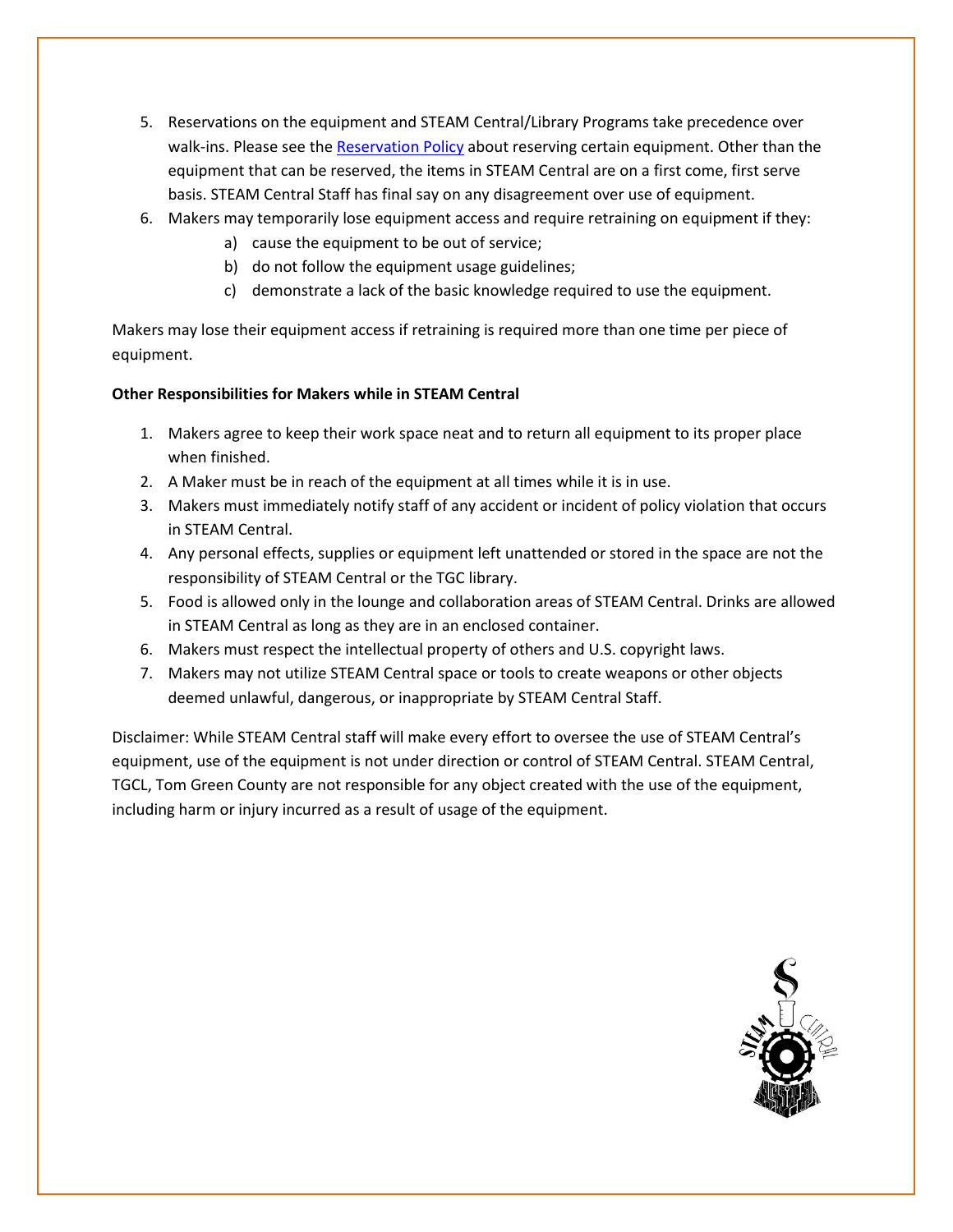5. Reservations on the equipment and STEAM Central/Library Programs take precedence over walk-ins. Please see the Reservation Policy about reserving certain equipment. Other than the equipment that can be reserved, the items in STEAM Central are on a first come, first serve basis. STEAM Central Staff has final say on any disagreement over use of equipment.
6. Makers may temporarily lose equipment access and require retraining on equipment if they:
   a) cause the equipment to be out of service;
   b) do not follow the equipment usage guidelines;
   c) demonstrate a lack of the basic knowledge required to use the equipment.

Makers may lose their equipment access if retraining is required more than one time per piece of equipment.

**Other Responsibilities for Makers while in STEAM Central**

1. Makers agree to keep their work space neat and to return all equipment to its proper place when finished.
2. A Maker must be in reach of the equipment at all times while it is in use.
3. Makers must immediately notify staff of any accident or incident of policy violation that occurs in STEAM Central.
4. Any personal effects, supplies or equipment left unattended or stored in the space are not the responsibility of STEAM Central or the TGC library.
5. Food is allowed only in the lounge and collaboration areas of STEAM Central. Drinks are allowed in STEAM Central as long as they are in an enclosed container.
6. Makers must respect the intellectual property of others and U.S. copyright laws.
7. Makers may not utilize STEAM Central space or tools to create weapons or other objects deemed unlawful, dangerous, or inappropriate by STEAM Central Staff.

Disclaimer: While STEAM Central staff will make every effort to oversee the use of STEAM Central's equipment, use of the equipment is not under direction or control of STEAM Central. STEAM Central, TGCL, Tom Green County are not responsible for any object created with the use of the equipment, including harm or injury incurred as a result of usage of the equipment.